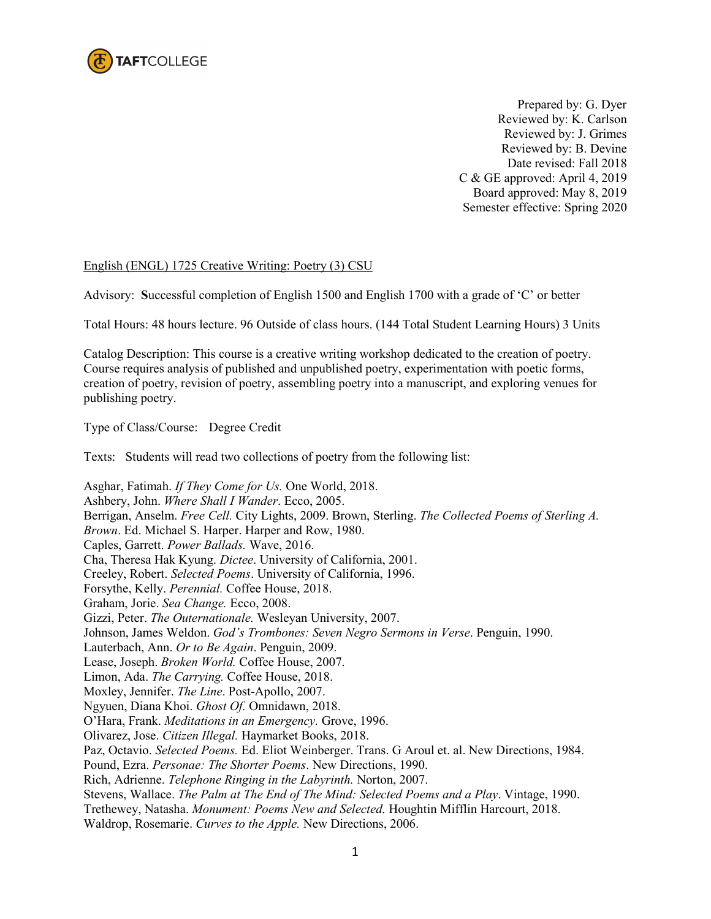Prepared by: G. Dyer
Reviewed by: K. Carlson
Reviewed by: J. Grimes
Reviewed by: B. Devine
Date revised: Fall 2018
C & GE approved: April 4, 2019
Board approved: May 8, 2019
Semester effective: Spring 2020

English (ENGL) 1725 Creative Writing: Poetry (3) CSU

Advisory: **S**uccessful completion of English 1500 and English 1700 with a grade of 'C' or better

Total Hours: 48 hours lecture. 96 Outside of class hours. (144 Total Student Learning Hours) 3 Units

Catalog Description: This course is a creative writing workshop dedicated to the creation of poetry. Course requires analysis of published and unpublished poetry, experimentation with poetic forms, creation of poetry, revision of poetry, assembling poetry into a manuscript, and exploring venues for publishing poetry.

Type of Class/Course: Degree Credit

Texts: Students will read two collections of poetry from the following list:

Asghar, Fatimah. *If They Come for Us.* One World, 2018.
Ashbery, John. *Where Shall I Wander*. Ecco, 2005.
Berrigan, Anselm. *Free Cell.* City Lights, 2009. Brown, Sterling. *The Collected Poems of Sterling A. Brown*. Ed. Michael S. Harper. Harper and Row, 1980.
Caples, Garrett. *Power Ballads.* Wave, 2016.
Cha, Theresa Hak Kyung. *Dictee*. University of California, 2001.
Creeley, Robert. *Selected Poems*. University of California, 1996.
Forsythe, Kelly. *Perennial.* Coffee House, 2018.
Graham, Jorie. *Sea Change.* Ecco, 2008.
Gizzi, Peter. *The Outernationale.* Wesleyan University, 2007.
Johnson, James Weldon. *God's Trombones: Seven Negro Sermons in Verse*. Penguin, 1990.
Lauterbach, Ann. *Or to Be Again*. Penguin, 2009.
Lease, Joseph. *Broken World.* Coffee House, 2007.
Limon, Ada. *The Carrying.* Coffee House, 2018.
Moxley, Jennifer. *The Line*. Post-Apollo, 2007.
Ngyuen, Diana Khoi. *Ghost Of.* Omnidawn, 2018.
O'Hara, Frank. *Meditations in an Emergency.* Grove, 1996.
Olivarez, Jose. *Citizen Illegal.* Haymarket Books, 2018.
Paz, Octavio. *Selected Poems.* Ed. Eliot Weinberger. Trans. G Aroul et. al. New Directions, 1984.
Pound, Ezra. *Personae: The Shorter Poems*. New Directions, 1990.
Rich, Adrienne. *Telephone Ringing in the Labyrinth.* Norton, 2007.
Stevens, Wallace. *The Palm at The End of The Mind: Selected Poems and a Play*. Vintage, 1990.
Trethewey, Natasha. *Monument: Poems New and Selected.* Houghtin Mifflin Harcourt, 2018.
Waldrop, Rosemarie. *Curves to the Apple.* New Directions, 2006.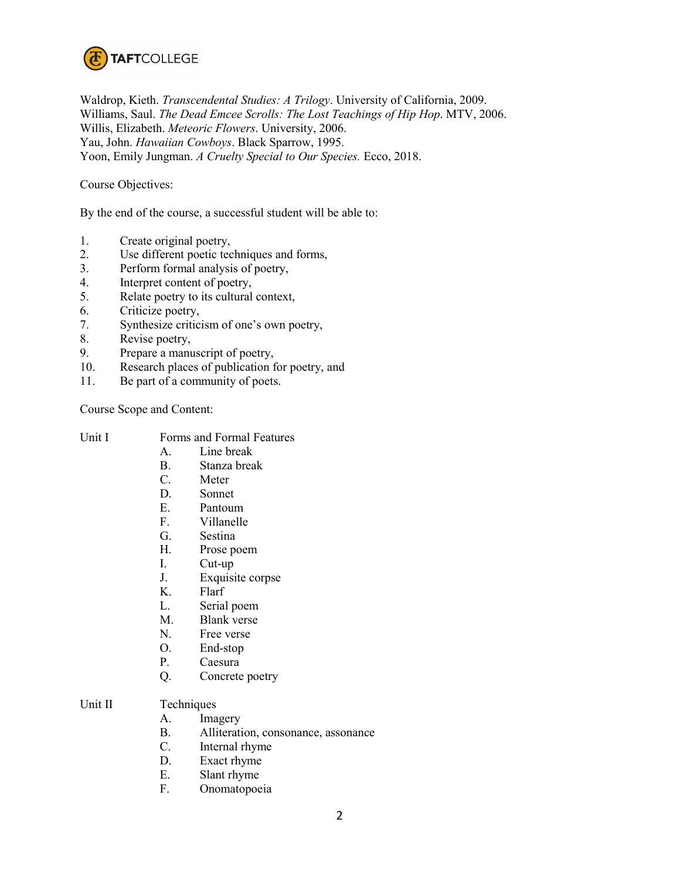Waldrop, Kieth. *Transcendental Studies: A Trilogy*. University of California, 2009.
Williams, Saul. *The Dead Emcee Scrolls: The Lost Teachings of Hip Hop*. MTV, 2006.
Willis, Elizabeth. *Meteoric Flowers*. University, 2006.
Yau, John. *Hawaiian Cowboys*. Black Sparrow, 1995.
Yoon, Emily Jungman. *A Cruelty Special to Our Species.* Ecco, 2018.

Course Objectives:

By the end of the course, a successful student will be able to:

1. Create original poetry,
2. Use different poetic techniques and forms,
3. Perform formal analysis of poetry,
4. Interpret content of poetry,
5. Relate poetry to its cultural context,
6. Criticize poetry,
7. Synthesize criticism of one's own poetry,
8. Revise poetry,
9. Prepare a manuscript of poetry,
10. Research places of publication for poetry, and
11. Be part of a community of poets.

Course Scope and Content:

Unit I — Forms and Formal Features

- A. Line break
- B. Stanza break
- C. Meter
- D. Sonnet
- E. Pantoum
- F. Villanelle
- G. Sestina
- H. Prose poem
- I. Cut-up
- J. Exquisite corpse
- K. Flarf
- L. Serial poem
- M. Blank verse
- N. Free verse
- O. End-stop
- P. Caesura
- Q. Concrete poetry

Unit II — Techniques

- A. Imagery
- B. Alliteration, consonance, assonance
- C. Internal rhyme
- D. Exact rhyme
- E. Slant rhyme
- F. Onomatopoeia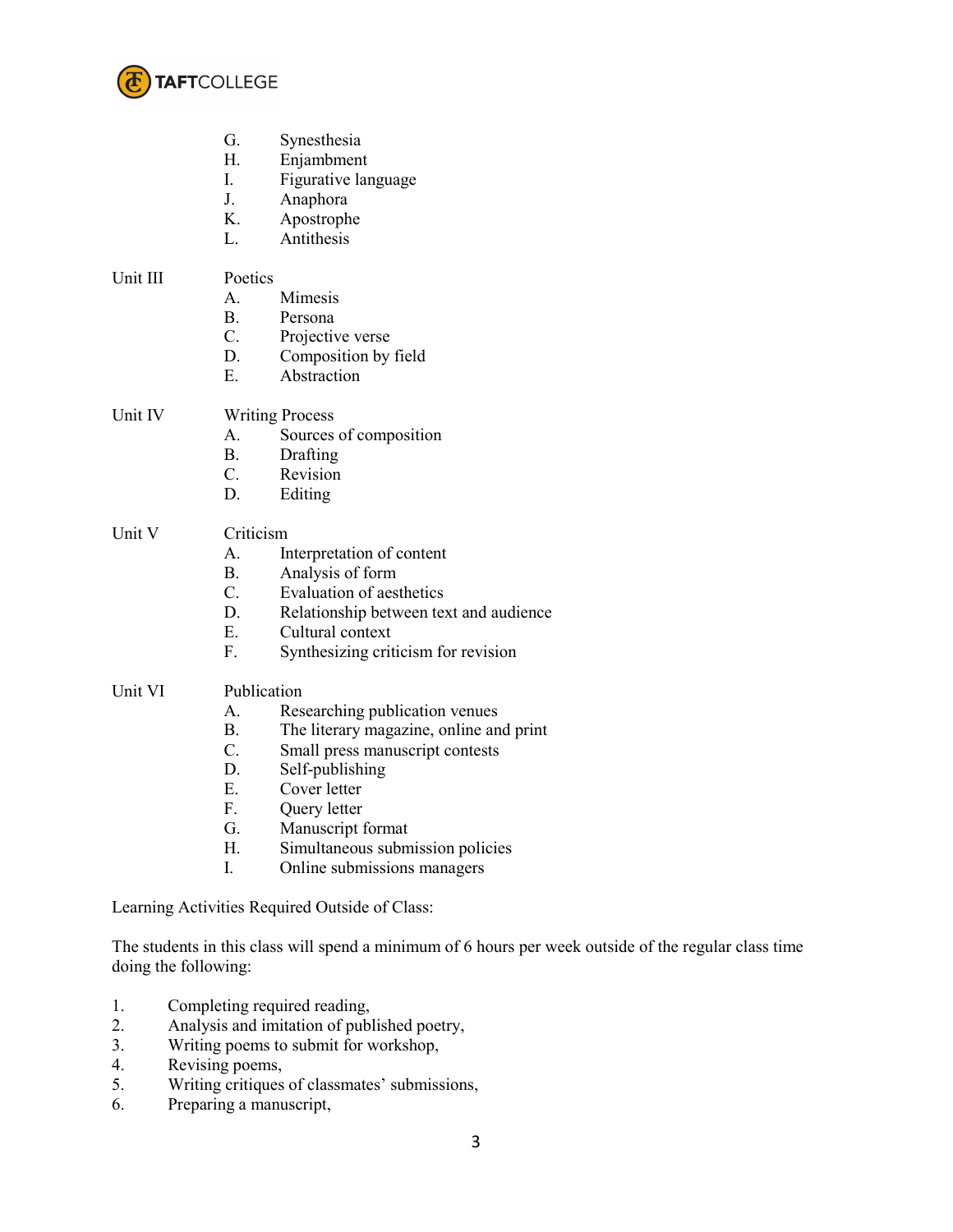G. Synesthesia
H. Enjambment
I. Figurative language
J. Anaphora
K. Apostrophe
L. Antithesis

Unit III Poetics

A. Mimesis
B. Persona
C. Projective verse
D. Composition by field
E. Abstraction

Unit IV Writing Process

A. Sources of composition
B. Drafting
C. Revision
D. Editing

Unit V Criticism

A. Interpretation of content
B. Analysis of form
C. Evaluation of aesthetics
D. Relationship between text and audience
E. Cultural context
F. Synthesizing criticism for revision

Unit VI Publication

A. Researching publication venues
B. The literary magazine, online and print
C. Small press manuscript contests
D. Self-publishing
E. Cover letter
F. Query letter
G. Manuscript format
H. Simultaneous submission policies
I. Online submissions managers

Learning Activities Required Outside of Class:

The students in this class will spend a minimum of 6 hours per week outside of the regular class time doing the following:

1. Completing required reading,
2. Analysis and imitation of published poetry,
3. Writing poems to submit for workshop,
4. Revising poems,
5. Writing critiques of classmates' submissions,
6. Preparing a manuscript,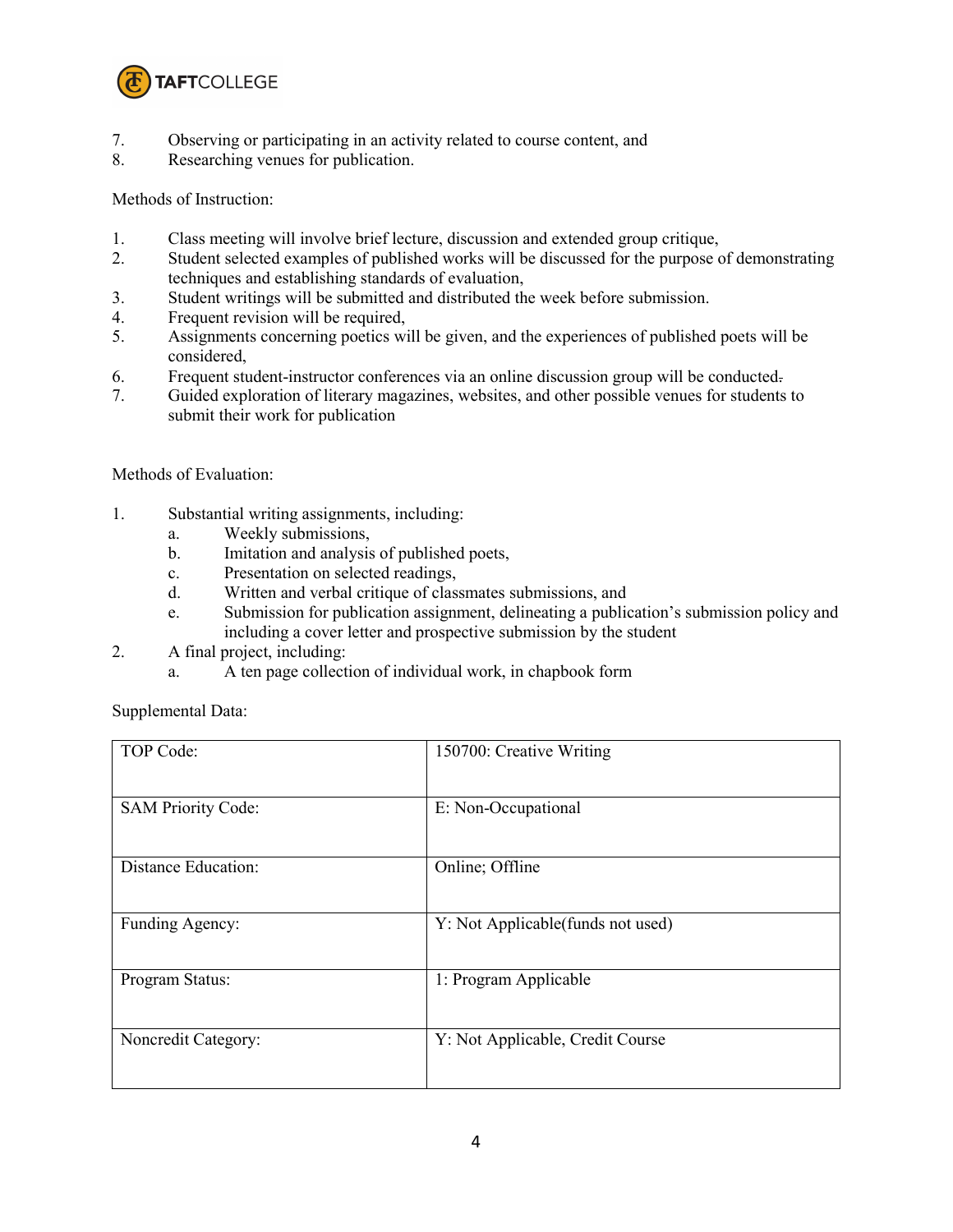7. Observing or participating in an activity related to course content, and
8. Researching venues for publication.

Methods of Instruction:

1. Class meeting will involve brief lecture, discussion and extended group critique,
2. Student selected examples of published works will be discussed for the purpose of demonstrating techniques and establishing standards of evaluation,
3. Student writings will be submitted and distributed the week before submission.
4. Frequent revision will be required,
5. Assignments concerning poetics will be given, and the experiences of published poets will be considered,
6. Frequent student-instructor conferences via an online discussion group will be conducted.
7. Guided exploration of literary magazines, websites, and other possible venues for students to submit their work for publication

Methods of Evaluation:

1. Substantial writing assignments, including:
   a. Weekly submissions,
   b. Imitation and analysis of published poets,
   c. Presentation on selected readings,
   d. Written and verbal critique of classmates submissions, and
   e. Submission for publication assignment, delineating a publication's submission policy and including a cover letter and prospective submission by the student
2. A final project, including:
   a. A ten page collection of individual work, in chapbook form

Supplemental Data:

| | |
|---|---|
| TOP Code: | 150700: Creative Writing |
| SAM Priority Code: | E: Non-Occupational |
| Distance Education: | Online; Offline |
| Funding Agency: | Y: Not Applicable(funds not used) |
| Program Status: | 1: Program Applicable |
| Noncredit Category: | Y: Not Applicable, Credit Course |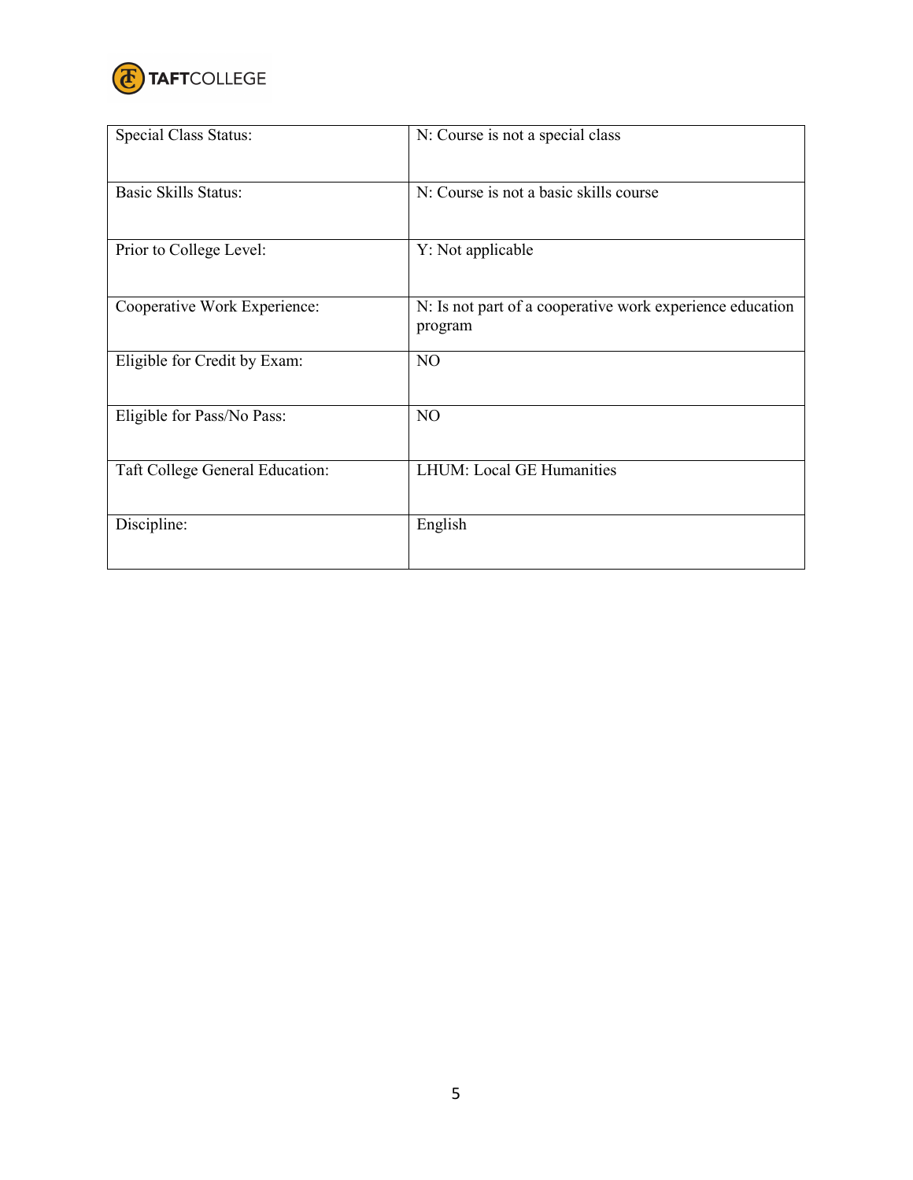| | |
|---|---|
| Special Class Status: | N: Course is not a special class |
| Basic Skills Status: | N: Course is not a basic skills course |
| Prior to College Level: | Y: Not applicable |
| Cooperative Work Experience: | N: Is not part of a cooperative work experience education program |
| Eligible for Credit by Exam: | NO |
| Eligible for Pass/No Pass: | NO |
| Taft College General Education: | LHUM: Local GE Humanities |
| Discipline: | English |